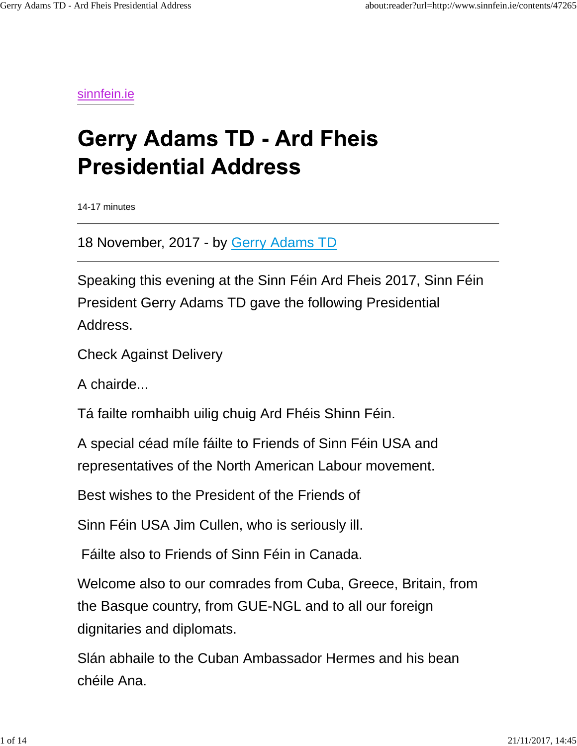sinnfein.ie

# Gerry Adams TD - Ard Fheis Presidential Address

14-17 minutes

---

18 November, 2017 - by Gerry Adams TD

---

Speaking this evening at the Sinn Féin Ard Fheis 2017, Sinn Féin President Gerry Adams TD gave the following Presidential Address.

Check Against Delivery

A chairde...

Tá failte romhaibh uilig chuig Ard Fhéis Shinn Féin.

A special céad míle fáilte to Friends of Sinn Féin USA and representatives of the North American Labour movement.

Best wishes to the President of the Friends of

Sinn Féin USA Jim Cullen, who is seriously ill.

Fáilte also to Friends of Sinn Féin in Canada.

Welcome also to our comrades from Cuba, Greece, Britain, from the Basque country, from GUE-NGL and to all our foreign dignitaries and diplomats.

Slán abhaile to the Cuban Ambassador Hermes and his bean chéile Ana.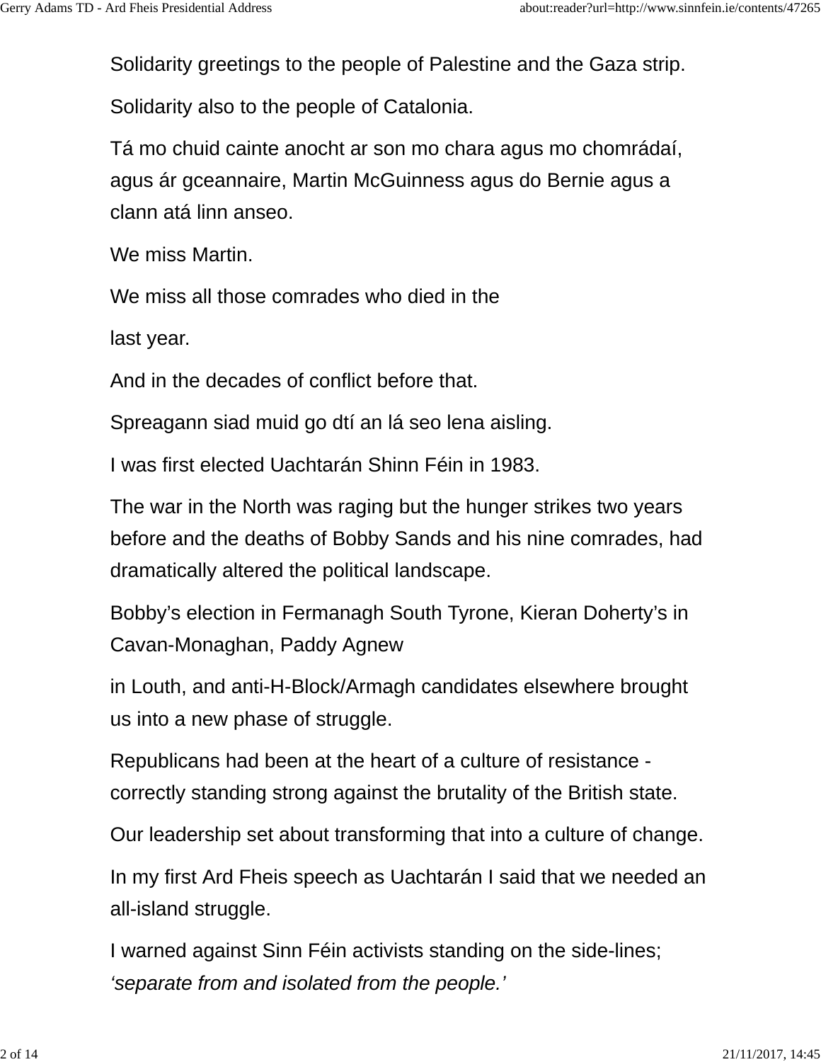Solidarity greetings to the people of Palestine and the Gaza strip.

Solidarity also to the people of Catalonia.

Tá mo chuid cainte anocht ar son mo chara agus mo chomrádaí, agus ár gceannaire, Martin McGuinness agus do Bernie agus a clann atá linn anseo.

We miss Martin.

We miss all those comrades who died in the

last year.

And in the decades of conflict before that.

Spreagann siad muid go dtí an lá seo lena aisling.

I was first elected Uachtarán Shinn Féin in 1983.

The war in the North was raging but the hunger strikes two years before and the deaths of Bobby Sands and his nine comrades, had dramatically altered the political landscape.

Bobby's election in Fermanagh South Tyrone, Kieran Doherty's in Cavan-Monaghan, Paddy Agnew

in Louth, and anti-H-Block/Armagh candidates elsewhere brought us into a new phase of struggle.

Republicans had been at the heart of a culture of resistance - correctly standing strong against the brutality of the British state.

Our leadership set about transforming that into a culture of change.

In my first Ard Fheis speech as Uachtarán I said that we needed an all-island struggle.

I warned against Sinn Féin activists standing on the side-lines; *'separate from and isolated from the people.'*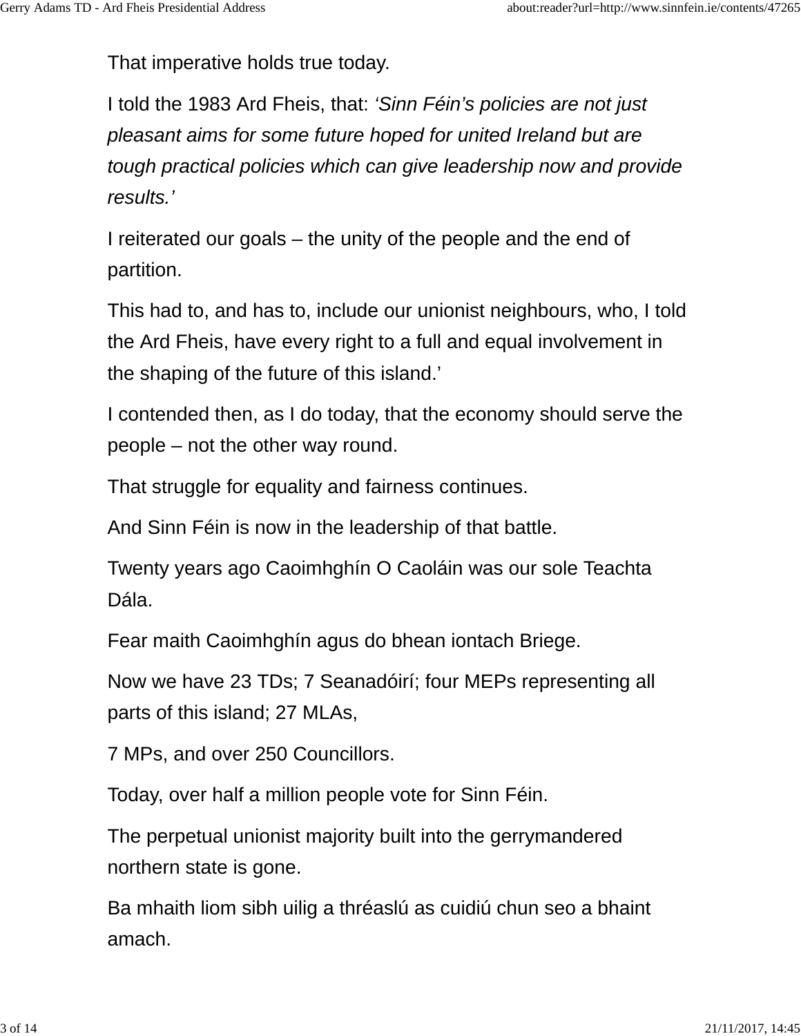That imperative holds true today.

I told the 1983 Ard Fheis, that: *'Sinn Féin's policies are not just pleasant aims for some future hoped for united Ireland but are tough practical policies which can give leadership now and provide results.'*

I reiterated our goals – the unity of the people and the end of partition.

This had to, and has to, include our unionist neighbours, who, I told the Ard Fheis, have every right to a full and equal involvement in the shaping of the future of this island.'

I contended then, as I do today, that the economy should serve the people – not the other way round.

That struggle for equality and fairness continues.

And Sinn Féin is now in the leadership of that battle.

Twenty years ago Caoimhghín O Caoláin was our sole Teachta Dála.

Fear maith Caoimhghín agus do bhean iontach Briege.

Now we have 23 TDs; 7 Seanadóirí; four MEPs representing all parts of this island; 27 MLAs,

7 MPs, and over 250 Councillors.

Today, over half a million people vote for Sinn Féin.

The perpetual unionist majority built into the gerrymandered northern state is gone.

Ba mhaith liom sibh uilig a thréaslú as cuidiú chun seo a bhaint amach.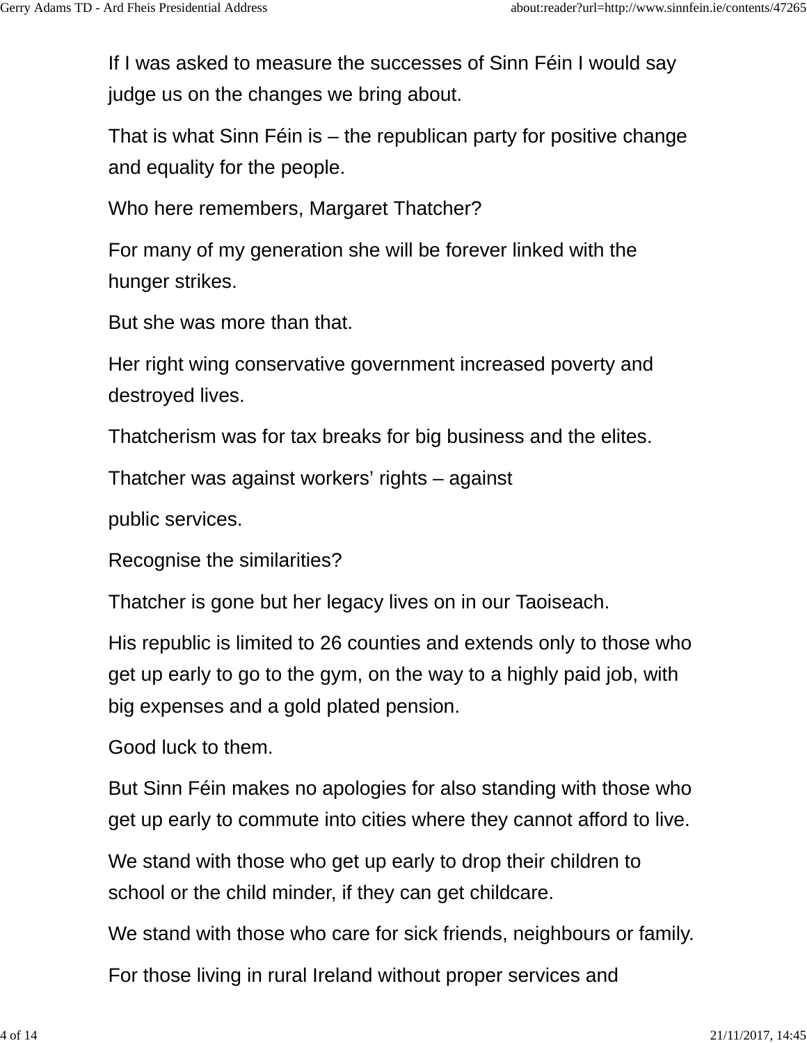If I was asked to measure the successes of Sinn Féin I would say judge us on the changes we bring about.

That is what Sinn Féin is – the republican party for positive change and equality for the people.

Who here remembers, Margaret Thatcher?

For many of my generation she will be forever linked with the hunger strikes.

But she was more than that.

Her right wing conservative government increased poverty and destroyed lives.

Thatcherism was for tax breaks for big business and the elites.

Thatcher was against workers' rights – against

public services.

Recognise the similarities?

Thatcher is gone but her legacy lives on in our Taoiseach.

His republic is limited to 26 counties and extends only to those who get up early to go to the gym, on the way to a highly paid job, with big expenses and a gold plated pension.

Good luck to them.

But Sinn Féin makes no apologies for also standing with those who get up early to commute into cities where they cannot afford to live.

We stand with those who get up early to drop their children to school or the child minder, if they can get childcare.

We stand with those who care for sick friends, neighbours or family.

For those living in rural Ireland without proper services and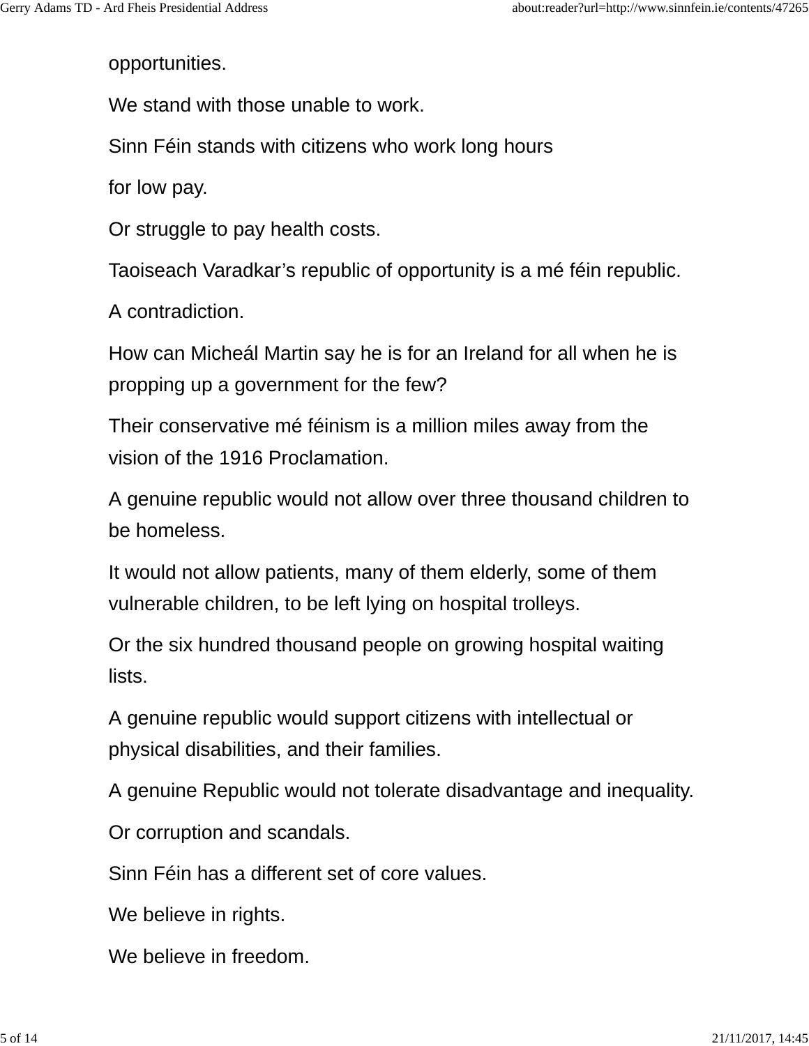opportunities.

We stand with those unable to work.

Sinn Féin stands with citizens who work long hours

for low pay.

Or struggle to pay health costs.

Taoiseach Varadkar's republic of opportunity is a mé féin republic.

A contradiction.

How can Micheál Martin say he is for an Ireland for all when he is propping up a government for the few?

Their conservative mé féinism is a million miles away from the vision of the 1916 Proclamation.

A genuine republic would not allow over three thousand children to be homeless.

It would not allow patients, many of them elderly, some of them vulnerable children, to be left lying on hospital trolleys.

Or the six hundred thousand people on growing hospital waiting lists.

A genuine republic would support citizens with intellectual or physical disabilities, and their families.

A genuine Republic would not tolerate disadvantage and inequality.

Or corruption and scandals.

Sinn Féin has a different set of core values.

We believe in rights.

We believe in freedom.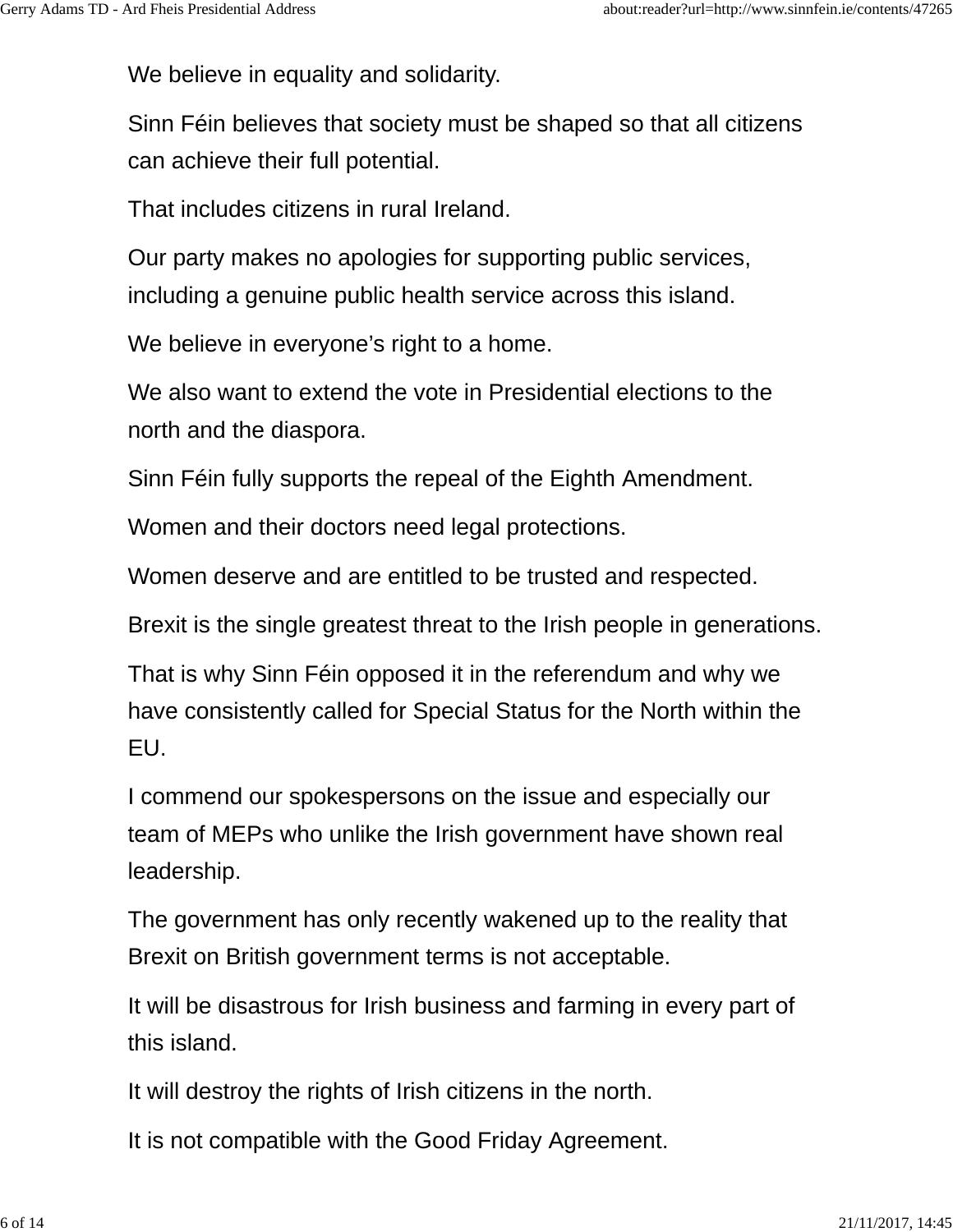We believe in equality and solidarity.

Sinn Féin believes that society must be shaped so that all citizens can achieve their full potential.

That includes citizens in rural Ireland.

Our party makes no apologies for supporting public services, including a genuine public health service across this island.

We believe in everyone’s right to a home.

We also want to extend the vote in Presidential elections to the north and the diaspora.

Sinn Féin fully supports the repeal of the Eighth Amendment.

Women and their doctors need legal protections.

Women deserve and are entitled to be trusted and respected.

Brexit is the single greatest threat to the Irish people in generations.

That is why Sinn Féin opposed it in the referendum and why we have consistently called for Special Status for the North within the EU.

I commend our spokespersons on the issue and especially our team of MEPs who unlike the Irish government have shown real leadership.

The government has only recently wakened up to the reality that Brexit on British government terms is not acceptable.

It will be disastrous for Irish business and farming in every part of this island.

It will destroy the rights of Irish citizens in the north.

It is not compatible with the Good Friday Agreement.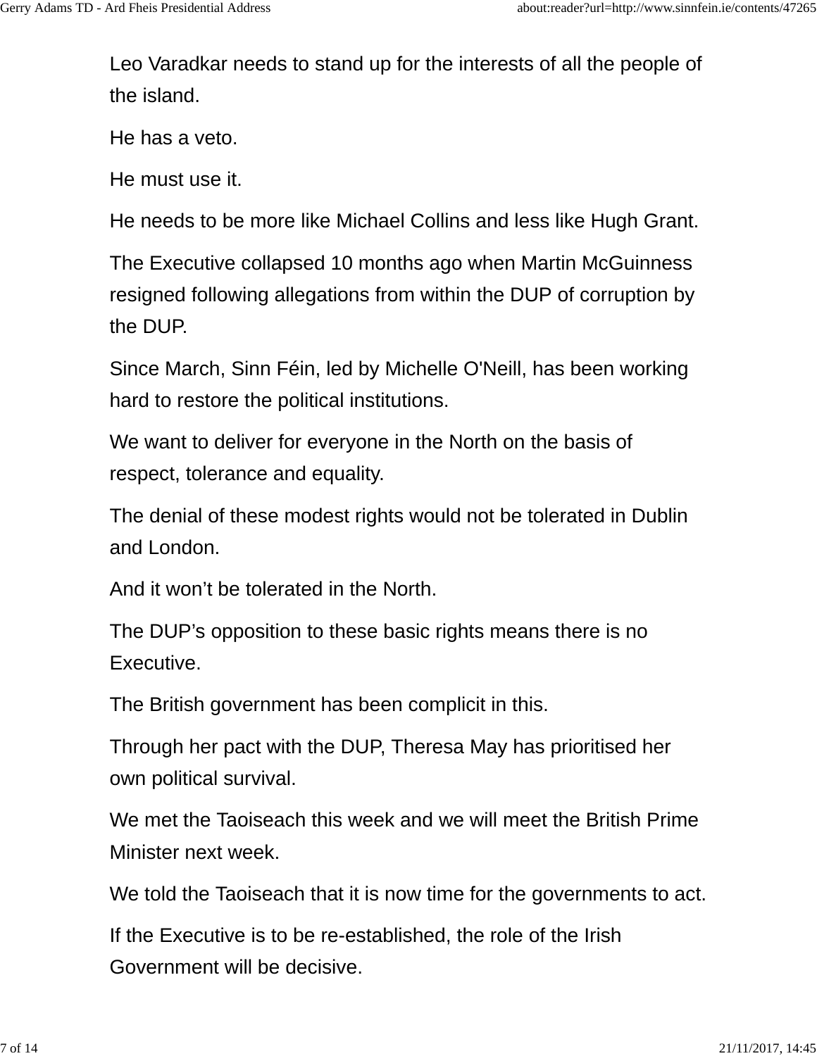Leo Varadkar needs to stand up for the interests of all the people of the island.

He has a veto.

He must use it.

He needs to be more like Michael Collins and less like Hugh Grant.

The Executive collapsed 10 months ago when Martin McGuinness resigned following allegations from within the DUP of corruption by the DUP.

Since March, Sinn Féin, led by Michelle O'Neill, has been working hard to restore the political institutions.

We want to deliver for everyone in the North on the basis of respect, tolerance and equality.

The denial of these modest rights would not be tolerated in Dublin and London.

And it won't be tolerated in the North.

The DUP's opposition to these basic rights means there is no Executive.

The British government has been complicit in this.

Through her pact with the DUP, Theresa May has prioritised her own political survival.

We met the Taoiseach this week and we will meet the British Prime Minister next week.

We told the Taoiseach that it is now time for the governments to act.

If the Executive is to be re-established, the role of the Irish Government will be decisive.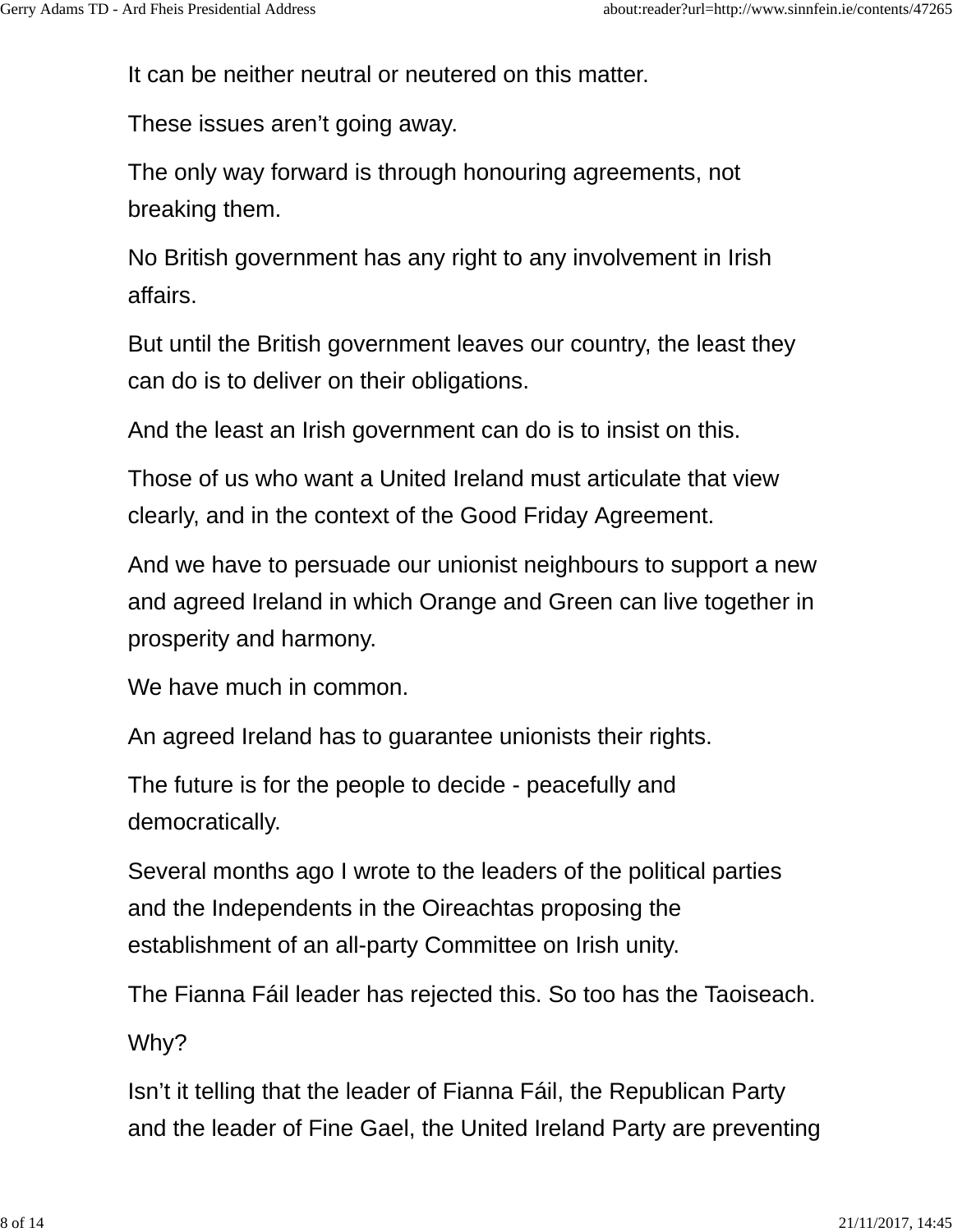It can be neither neutral or neutered on this matter.

These issues aren't going away.

The only way forward is through honouring agreements, not breaking them.

No British government has any right to any involvement in Irish affairs.

But until the British government leaves our country, the least they can do is to deliver on their obligations.

And the least an Irish government can do is to insist on this.

Those of us who want a United Ireland must articulate that view clearly, and in the context of the Good Friday Agreement.

And we have to persuade our unionist neighbours to support a new and agreed Ireland in which Orange and Green can live together in prosperity and harmony.

We have much in common.

An agreed Ireland has to guarantee unionists their rights.

The future is for the people to decide - peacefully and democratically.

Several months ago I wrote to the leaders of the political parties and the Independents in the Oireachtas proposing the establishment of an all-party Committee on Irish unity.

The Fianna Fáil leader has rejected this. So too has the Taoiseach.

Why?

Isn't it telling that the leader of Fianna Fáil, the Republican Party and the leader of Fine Gael, the United Ireland Party are preventing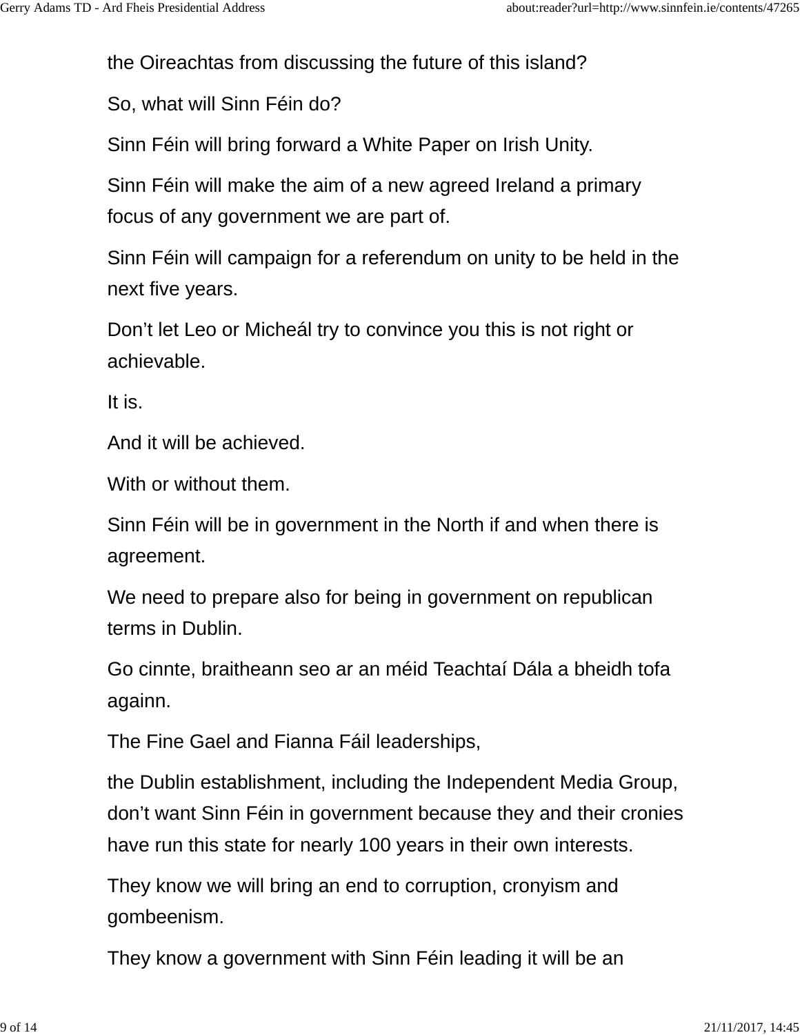the Oireachtas from discussing the future of this island?

So, what will Sinn Féin do?

Sinn Féin will bring forward a White Paper on Irish Unity.

Sinn Féin will make the aim of a new agreed Ireland a primary focus of any government we are part of.

Sinn Féin will campaign for a referendum on unity to be held in the next five years.

Don't let Leo or Micheál try to convince you this is not right or achievable.

It is.

And it will be achieved.

With or without them.

Sinn Féin will be in government in the North if and when there is agreement.

We need to prepare also for being in government on republican terms in Dublin.

Go cinnte, braitheann seo ar an méid Teachtaí Dála a bheidh tofa againn.

The Fine Gael and Fianna Fáil leaderships,

the Dublin establishment, including the Independent Media Group, don't want Sinn Féin in government because they and their cronies have run this state for nearly 100 years in their own interests.

They know we will bring an end to corruption, cronyism and gombeenism.

They know a government with Sinn Féin leading it will be an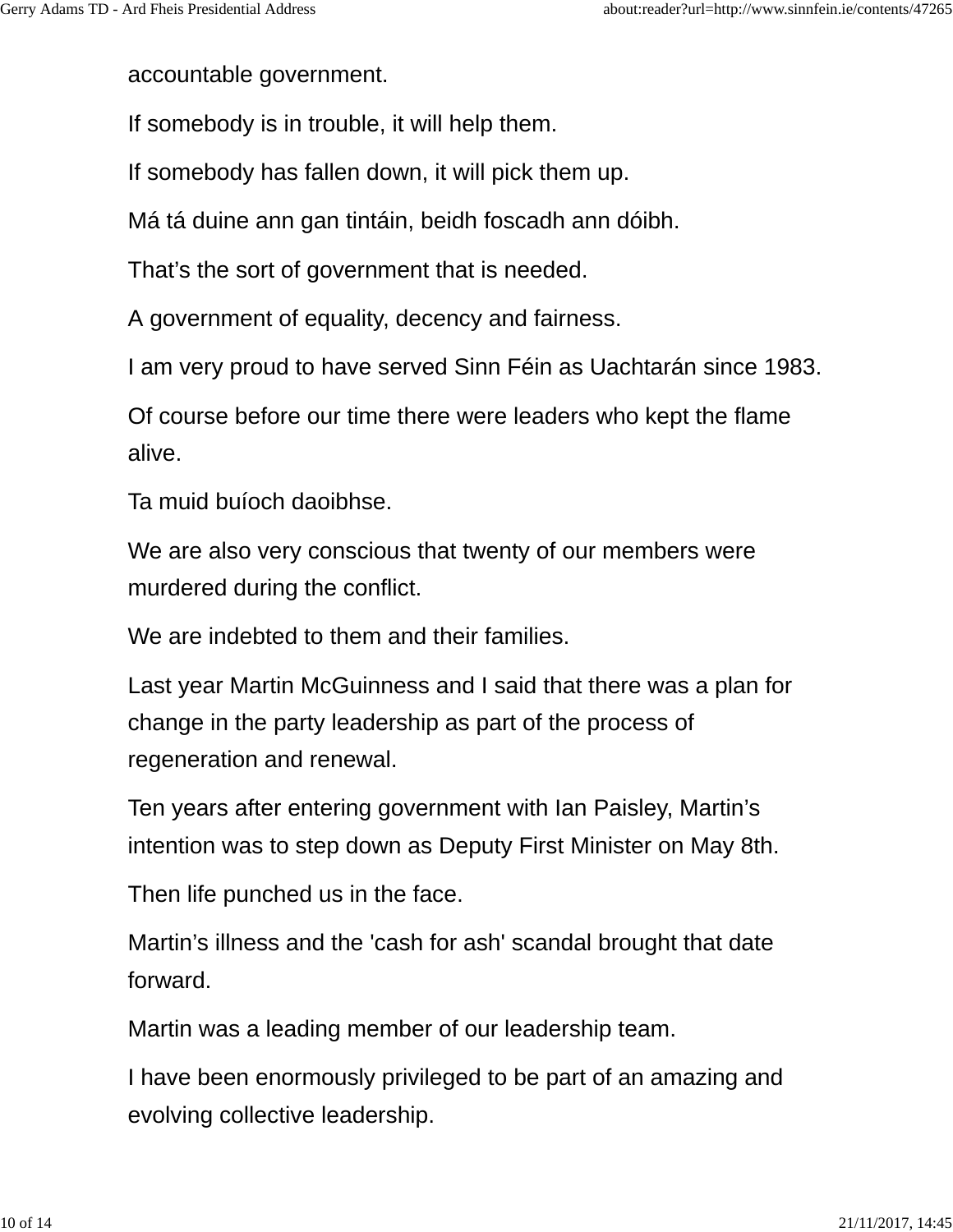accountable government.

If somebody is in trouble, it will help them.

If somebody has fallen down, it will pick them up.

Má tá duine ann gan tintáin, beidh foscadh ann dóibh.

That’s the sort of government that is needed.

A government of equality, decency and fairness.

I am very proud to have served Sinn Féin as Uachtarán since 1983.

Of course before our time there were leaders who kept the flame alive.

Ta muid buíoch daoibhse.

We are also very conscious that twenty of our members were murdered during the conflict.

We are indebted to them and their families.

Last year Martin McGuinness and I said that there was a plan for change in the party leadership as part of the process of regeneration and renewal.

Ten years after entering government with Ian Paisley, Martin’s intention was to step down as Deputy First Minister on May 8th.

Then life punched us in the face.

Martin’s illness and the 'cash for ash' scandal brought that date forward.

Martin was a leading member of our leadership team.

I have been enormously privileged to be part of an amazing and evolving collective leadership.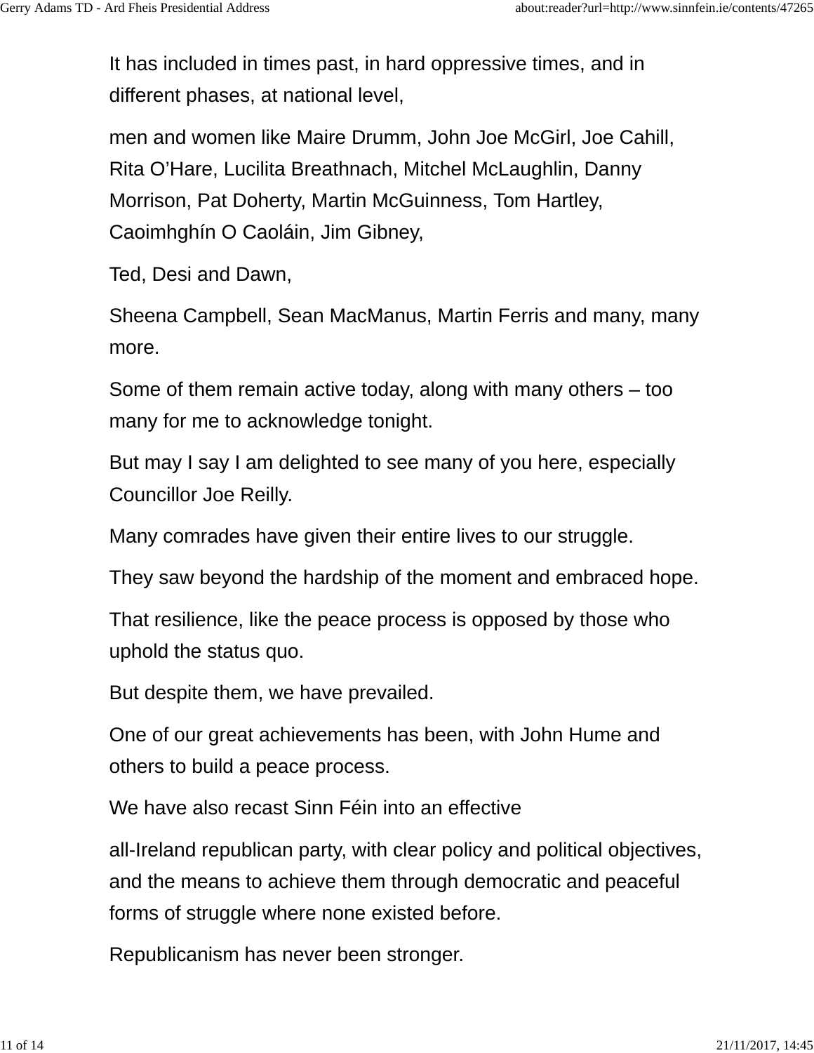It has included in times past, in hard oppressive times, and in different phases, at national level,

men and women like Maire Drumm, John Joe McGirl, Joe Cahill, Rita O’Hare, Lucilita Breathnach, Mitchel McLaughlin, Danny Morrison, Pat Doherty, Martin McGuinness, Tom Hartley, Caoimhghín O Caoláin, Jim Gibney,

Ted, Desi and Dawn,

Sheena Campbell, Sean MacManus, Martin Ferris and many, many more.

Some of them remain active today, along with many others – too many for me to acknowledge tonight.

But may I say I am delighted to see many of you here, especially Councillor Joe Reilly.

Many comrades have given their entire lives to our struggle.

They saw beyond the hardship of the moment and embraced hope.

That resilience, like the peace process is opposed by those who uphold the status quo.

But despite them, we have prevailed.

One of our great achievements has been, with John Hume and others to build a peace process.

We have also recast Sinn Féin into an effective

all-Ireland republican party, with clear policy and political objectives, and the means to achieve them through democratic and peaceful forms of struggle where none existed before.

Republicanism has never been stronger.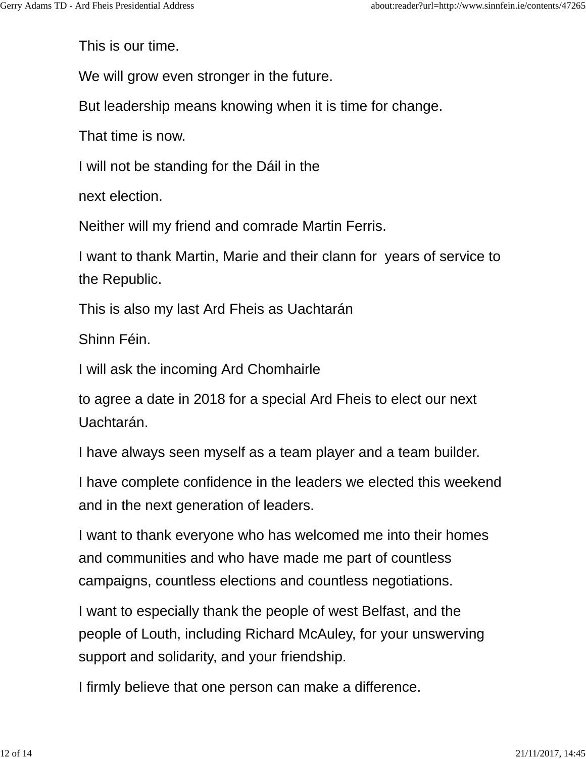This is our time.

We will grow even stronger in the future.

But leadership means knowing when it is time for change.

That time is now.

I will not be standing for the Dáil in the

next election.

Neither will my friend and comrade Martin Ferris.

I want to thank Martin, Marie and their clann for  years of service to the Republic.

This is also my last Ard Fheis as Uachtarán

Shinn Féin.

I will ask the incoming Ard Chomhairle

to agree a date in 2018 for a special Ard Fheis to elect our next Uachtarán.

I have always seen myself as a team player and a team builder.

I have complete confidence in the leaders we elected this weekend and in the next generation of leaders.

I want to thank everyone who has welcomed me into their homes and communities and who have made me part of countless campaigns, countless elections and countless negotiations.

I want to especially thank the people of west Belfast, and the people of Louth, including Richard McAuley, for your unswerving support and solidarity, and your friendship.

I firmly believe that one person can make a difference.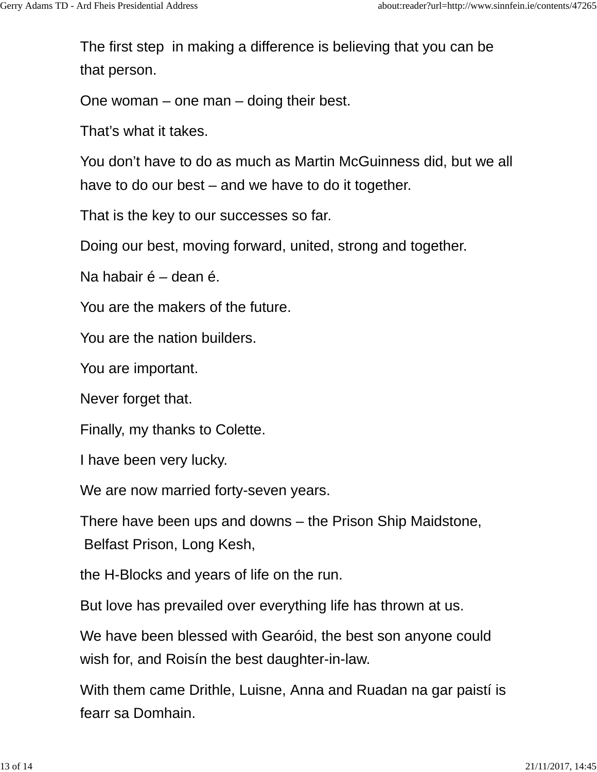The first step  in making a difference is believing that you can be that person.

One woman – one man – doing their best.

That's what it takes.

You don't have to do as much as Martin McGuinness did, but we all have to do our best – and we have to do it together.

That is the key to our successes so far.

Doing our best, moving forward, united, strong and together.

Na habair é – dean é.

You are the makers of the future.

You are the nation builders.

You are important.

Never forget that.

Finally, my thanks to Colette.

I have been very lucky.

We are now married forty-seven years.

There have been ups and downs – the Prison Ship Maidstone,  Belfast Prison, Long Kesh,

the H-Blocks and years of life on the run.

But love has prevailed over everything life has thrown at us.

We have been blessed with Gearóid, the best son anyone could wish for, and Roisín the best daughter-in-law.

With them came Drithle, Luisne, Anna and Ruadan na gar paistí is fearr sa Domhain.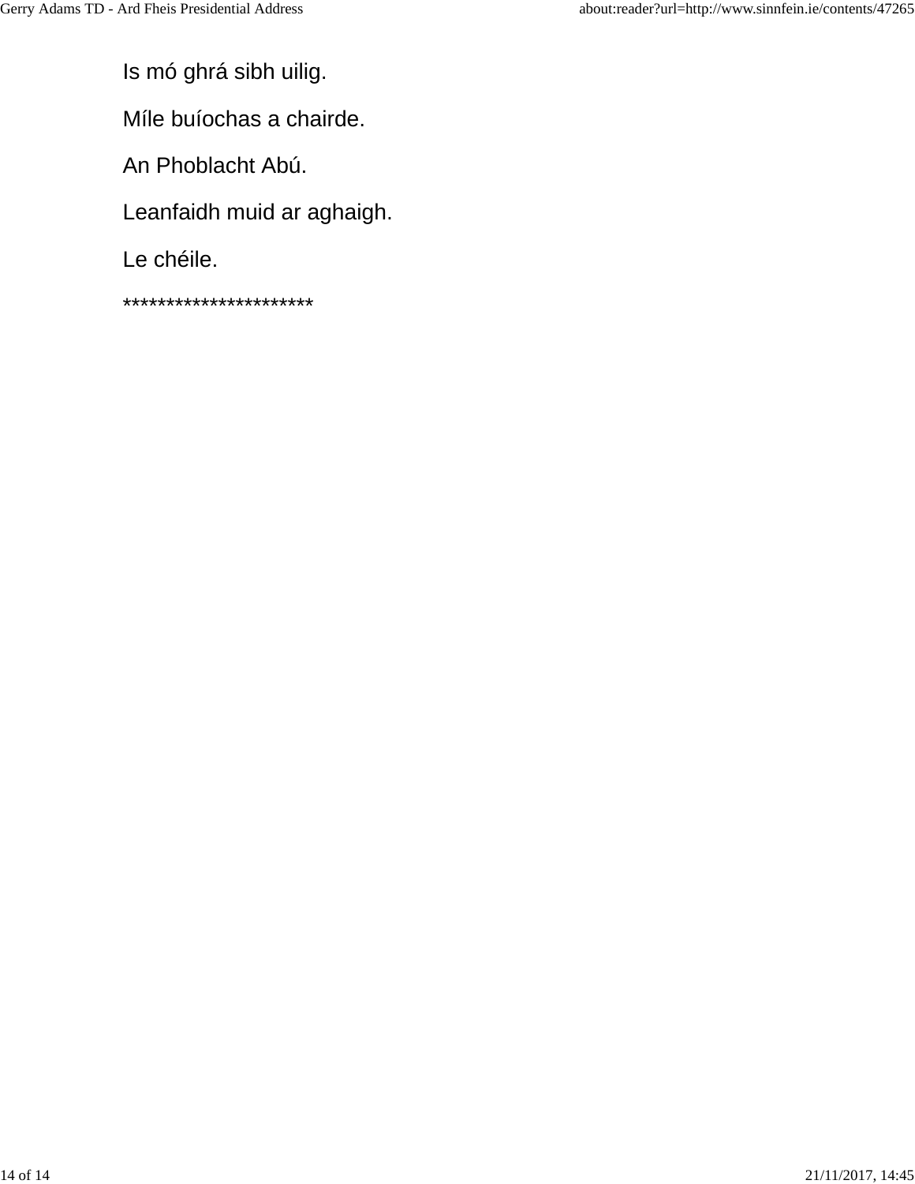Is mó ghrá sibh uilig.

Míle buíochas a chairde.

An Phoblacht Abú.

Leanfaidh muid ar aghaigh.

Le chéile.

*********************